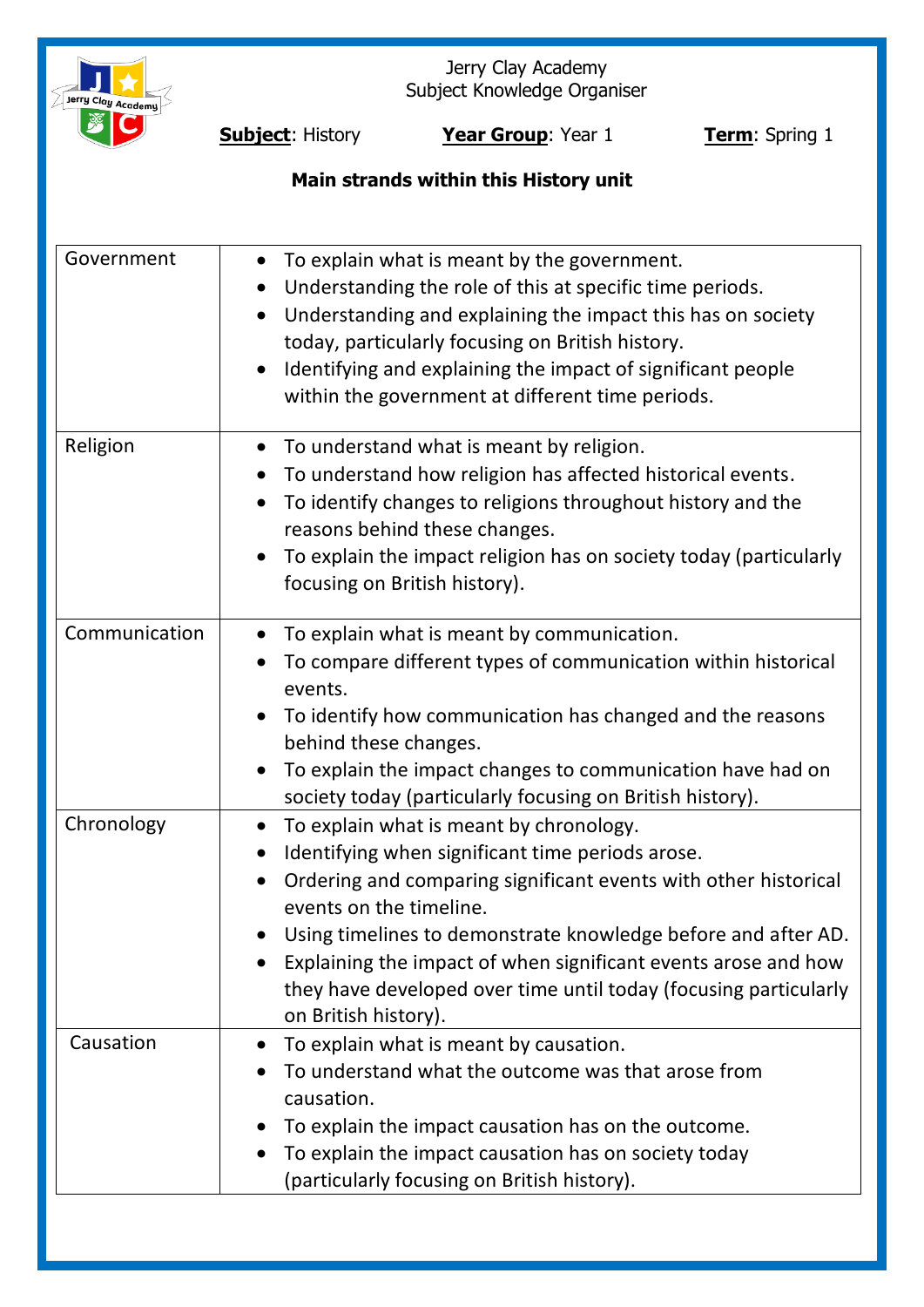Jerry Clay Academy
Subject Knowledge Organiser

**Subject**: History **Year Group**: Year 1 **Term**: Spring 1

**Main strands within this History unit**

| | |
|---|---|
| Government | • To explain what is meant by the government.<br>• Understanding the role of this at specific time periods.<br>• Understanding and explaining the impact this has on society today, particularly focusing on British history.<br>• Identifying and explaining the impact of significant people within the government at different time periods. |
| Religion | • To understand what is meant by religion.<br>• To understand how religion has affected historical events.<br>• To identify changes to religions throughout history and the reasons behind these changes.<br>• To explain the impact religion has on society today (particularly focusing on British history). |
| Communication | • To explain what is meant by communication.<br>• To compare different types of communication within historical events.<br>• To identify how communication has changed and the reasons behind these changes.<br>• To explain the impact changes to communication have had on society today (particularly focusing on British history). |
| Chronology | • To explain what is meant by chronology.<br>• Identifying when significant time periods arose.<br>• Ordering and comparing significant events with other historical events on the timeline.<br>• Using timelines to demonstrate knowledge before and after AD.<br>• Explaining the impact of when significant events arose and how they have developed over time until today (focusing particularly on British history). |
| Causation | • To explain what is meant by causation.<br>• To understand what the outcome was that arose from causation.<br>• To explain the impact causation has on the outcome.<br>• To explain the impact causation has on society today (particularly focusing on British history). |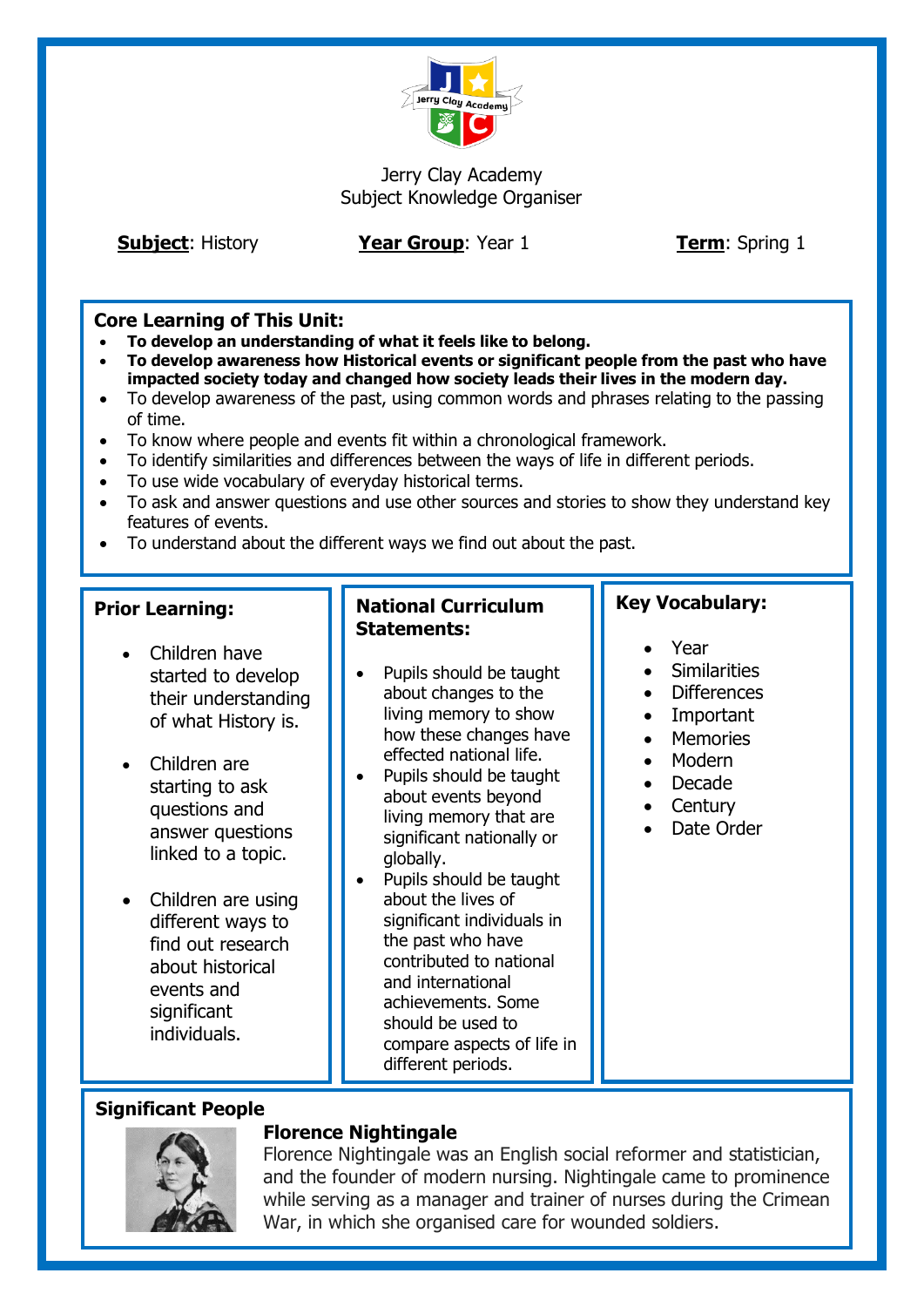Jerry Clay Academy
Subject Knowledge Organiser

**Subject**: History **Year Group**: Year 1 **Term**: Spring 1

## Core Learning of This Unit:

- **To develop an understanding of what it feels like to belong.**
- **To develop awareness how Historical events or significant people from the past who have impacted society today and changed how society leads their lives in the modern day.**
- To develop awareness of the past, using common words and phrases relating to the passing of time.
- To know where people and events fit within a chronological framework.
- To identify similarities and differences between the ways of life in different periods.
- To use wide vocabulary of everyday historical terms.
- To ask and answer questions and use other sources and stories to show they understand key features of events.
- To understand about the different ways we find out about the past.

## Prior Learning:

- Children have started to develop their understanding of what History is.
- Children are starting to ask questions and answer questions linked to a topic.
- Children are using different ways to find out research about historical events and significant individuals.

## National Curriculum Statements:

- Pupils should be taught about changes to the living memory to show how these changes have effected national life.
- Pupils should be taught about events beyond living memory that are significant nationally or globally.
- Pupils should be taught about the lives of significant individuals in the past who have contributed to national and international achievements. Some should be used to compare aspects of life in different periods.

## Key Vocabulary:

- Year
- Similarities
- Differences
- Important
- Memories
- Modern
- Decade
- Century
- Date Order

## Significant People

### Florence Nightingale

Florence Nightingale was an English social reformer and statistician, and the founder of modern nursing. Nightingale came to prominence while serving as a manager and trainer of nurses during the Crimean War, in which she organised care for wounded soldiers.